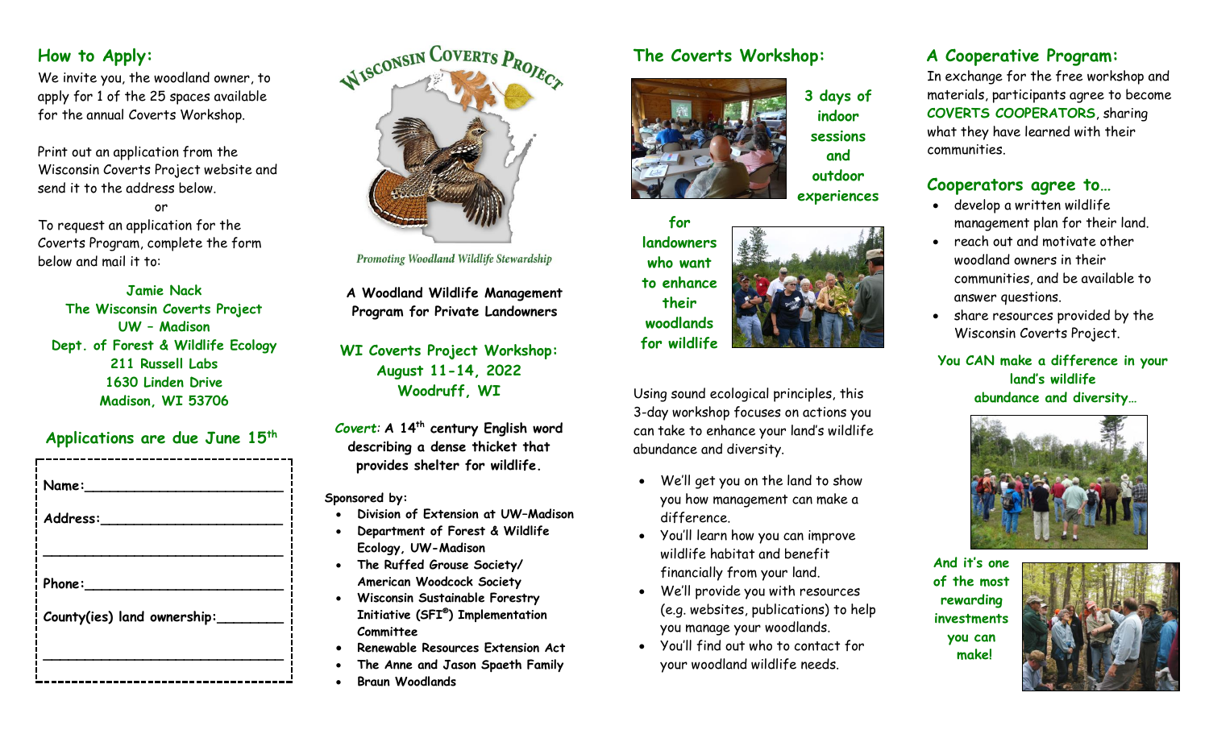## How to Apply:

We invite you, the woodland owner, to apply for 1 of the 25 spaces available for the annual Coverts Workshop.

Print out an application from the Wisconsin Coverts Project website and send it to the address below.

or

To request an application for the Coverts Program, complete the form below and mail it to:

**Jamie Nack**
**The Wisconsin Coverts Project**
**UW – Madison**
**Dept. of Forest & Wildlife Ecology**
**211 Russell Labs**
**1630 Linden Drive**
**Madison, WI 53706**

## Applications are due June 15th

**Name:**_________________________

**Address:**_______________________

_________________________________

**Phone:**_________________________

**County(ies) land ownership:**________

_________________________________

# Wisconsin Coverts Project

*Promoting Woodland Wildlife Stewardship*

**A Woodland Wildlife Management Program for Private Landowners**

**WI Coverts Project Workshop:**
**August 11-14, 2022**
**Woodruff, WI**

***Covert:*** **A 14th century English word describing a dense thicket that provides shelter for wildlife.**

**Sponsored by:**

- **Division of Extension at UW–Madison**
- **Department of Forest & Wildlife Ecology, UW-Madison**
- **The Ruffed Grouse Society/ American Woodcock Society**
- **Wisconsin Sustainable Forestry Initiative (SFI®) Implementation Committee**
- **Renewable Resources Extension Act**
- **The Anne and Jason Spaeth Family**
- **Braun Woodlands**

## The Coverts Workshop:

**3 days of indoor sessions and outdoor experiences**

**for landowners who want to enhance their woodlands for wildlife**

Using sound ecological principles, this 3-day workshop focuses on actions you can take to enhance your land's wildlife abundance and diversity.

- We'll get you on the land to show you how management can make a difference.
- You'll learn how you can improve wildlife habitat and benefit financially from your land.
- We'll provide you with resources (e.g. websites, publications) to help you manage your woodlands.
- You'll find out who to contact for your woodland wildlife needs.

## A Cooperative Program:

In exchange for the free workshop and materials, participants agree to become **COVERTS COOPERATORS**, sharing what they have learned with their communities.

## Cooperators agree to…

- develop a written wildlife management plan for their land.
- reach out and motivate other woodland owners in their communities, and be available to answer questions.
- share resources provided by the Wisconsin Coverts Project.

**You CAN make a difference in your land's wildlife abundance and diversity…**

**And it's one of the most rewarding investments you can make!**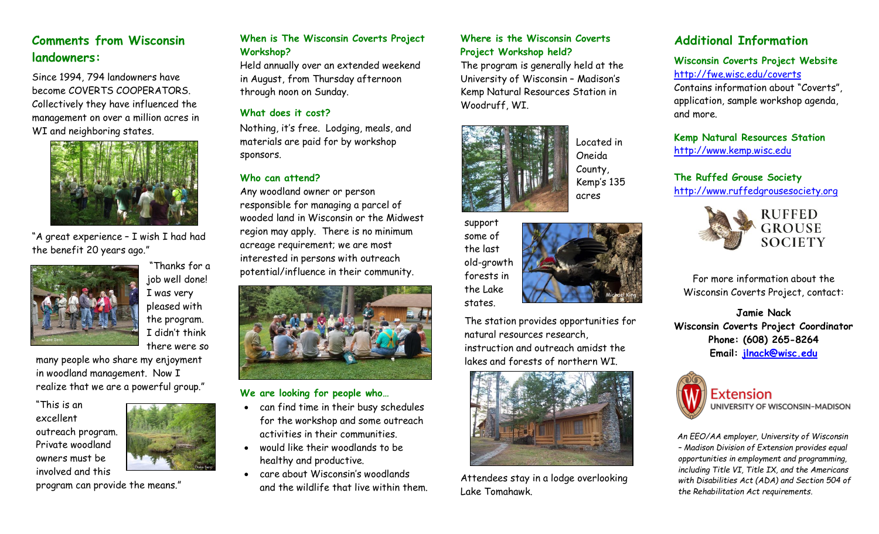## Comments from Wisconsin landowners:

Since 1994, 794 landowners have become COVERTS COOPERATORS. Collectively they have influenced the management on over a million acres in WI and neighboring states.

"A great experience – I wish I had had the benefit 20 years ago."

"Thanks for a job well done! I was very pleased with the program. I didn't think there were so many people who share my enjoyment in woodland management. Now I realize that we are a powerful group."

"This is an excellent outreach program. Private woodland owners must be involved and this program can provide the means."

### When is The Wisconsin Coverts Project Workshop?

Held annually over an extended weekend in August, from Thursday afternoon through noon on Sunday.

### What does it cost?

Nothing, it's free. Lodging, meals, and materials are paid for by workshop sponsors.

### Who can attend?

Any woodland owner or person responsible for managing a parcel of wooded land in Wisconsin or the Midwest region may apply. There is no minimum acreage requirement; we are most interested in persons with outreach potential/influence in their community.

### We are looking for people who…

- can find time in their busy schedules for the workshop and some outreach activities in their communities.
- would like their woodlands to be healthy and productive.
- care about Wisconsin's woodlands and the wildlife that live within them.

### Where is the Wisconsin Coverts Project Workshop held?

The program is generally held at the University of Wisconsin – Madison's Kemp Natural Resources Station in Woodruff, WI.

Located in Oneida County, Kemp's 135 acres support some of the last old-growth forests in the Lake states.

The station provides opportunities for natural resources research, instruction and outreach amidst the lakes and forests of northern WI.

Attendees stay in a lodge overlooking Lake Tomahawk.

## Additional Information

**Wisconsin Coverts Project Website**
http://fwe.wisc.edu/coverts
Contains information about "Coverts", application, sample workshop agenda, and more.

**Kemp Natural Resources Station**
http://www.kemp.wisc.edu

**The Ruffed Grouse Society**
http://www.ruffedgrousesociety.org

RUFFED GROUSE SOCIETY

For more information about the Wisconsin Coverts Project, contact:

**Jamie Nack**
**Wisconsin Coverts Project Coordinator**
**Phone: (608) 265-8264**
**Email: jlnack@wisc.edu**

Extension
UNIVERSITY OF WISCONSIN-MADISON

*An EEO/AA employer, University of Wisconsin – Madison Division of Extension provides equal opportunities in employment and programming, including Title VI, Title IX, and the Americans with Disabilities Act (ADA) and Section 504 of the Rehabilitation Act requirements.*